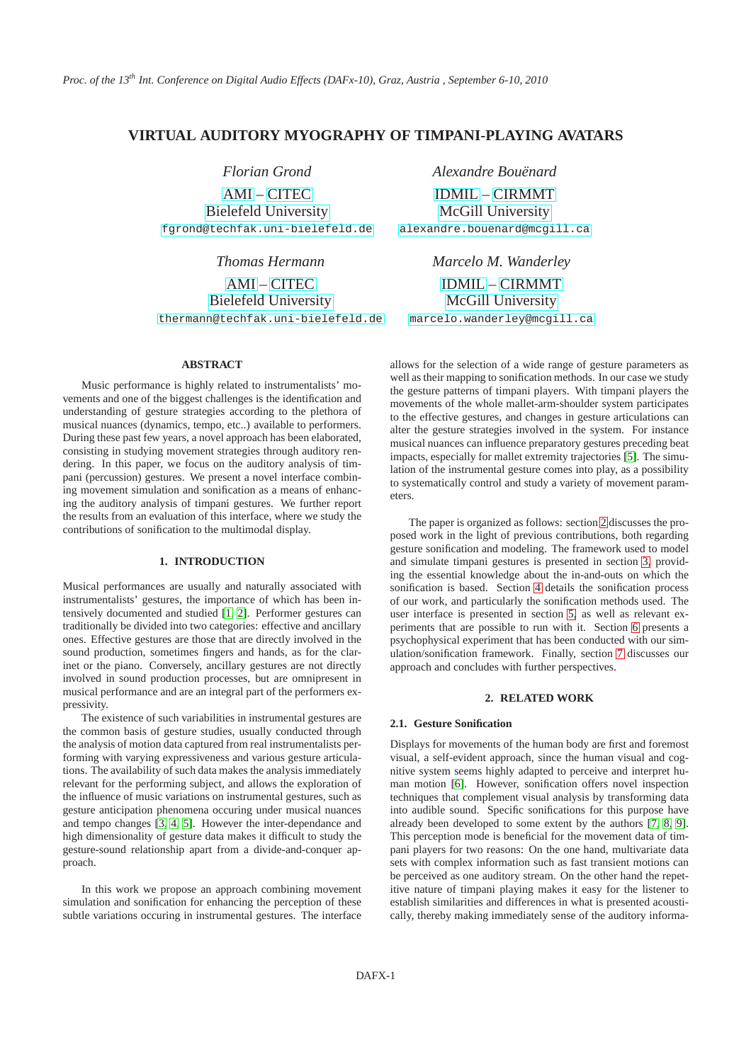# VIRTUAL AUDITORY MYOGRAPHY OF TIMPANI-PLAYING AVATARS

*Florian Grond*
AMI – CITEC
Bielefeld University
fgrond@techfak.uni-bielefeld.de

*Alexandre Bouënard*
IDMIL – CIRMMT
McGill University
alexandre.bouenard@mcgill.ca

*Thomas Hermann*
AMI – CITEC
Bielefeld University
thermann@techfak.uni-bielefeld.de

*Marcelo M. Wanderley*
IDMIL – CIRMMT
McGill University
marcelo.wanderley@mcgill.ca

## ABSTRACT

Music performance is highly related to instrumentalists' movements and one of the biggest challenges is the identification and understanding of gesture strategies according to the plethora of musical nuances (dynamics, tempo, etc..) available to performers. During these past few years, a novel approach has been elaborated, consisting in studying movement strategies through auditory rendering. In this paper, we focus on the auditory analysis of timpani (percussion) gestures. We present a novel interface combining movement simulation and sonification as a means of enhancing the auditory analysis of timpani gestures. We further report the results from an evaluation of this interface, where we study the contributions of sonification to the multimodal display.

## 1. INTRODUCTION

Musical performances are usually and naturally associated with instrumentalists' gestures, the importance of which has been intensively documented and studied [1, 2]. Performer gestures can traditionally be divided into two categories: effective and ancillary ones. Effective gestures are those that are directly involved in the sound production, sometimes fingers and hands, as for the clarinet or the piano. Conversely, ancillary gestures are not directly involved in sound production processes, but are omnipresent in musical performance and are an integral part of the performers expressivity.

The existence of such variabilities in instrumental gestures are the common basis of gesture studies, usually conducted through the analysis of motion data captured from real instrumentalists performing with varying expressiveness and various gesture articulations. The availability of such data makes the analysis immediately relevant for the performing subject, and allows the exploration of the influence of music variations on instrumental gestures, such as gesture anticipation phenomena occuring under musical nuances and tempo changes [3, 4, 5]. However the inter-dependance and high dimensionality of gesture data makes it difficult to study the gesture-sound relationship apart from a divide-and-conquer approach.

In this work we propose an approach combining movement simulation and sonification for enhancing the perception of these subtle variations occuring in instrumental gestures. The interface allows for the selection of a wide range of gesture parameters as well as their mapping to sonification methods. In our case we study the gesture patterns of timpani players. With timpani players the movements of the whole mallet-arm-shoulder system participates to the effective gestures, and changes in gesture articulations can alter the gesture strategies involved in the system. For instance musical nuances can influence preparatory gestures preceding beat impacts, especially for mallet extremity trajectories [5]. The simulation of the instrumental gesture comes into play, as a possibility to systematically control and study a variety of movement parameters.

The paper is organized as follows: section 2 discusses the proposed work in the light of previous contributions, both regarding gesture sonification and modeling. The framework used to model and simulate timpani gestures is presented in section 3, providing the essential knowledge about the in-and-outs on which the sonification is based. Section 4 details the sonification process of our work, and particularly the sonification methods used. The user interface is presented in section 5, as well as relevant experiments that are possible to run with it. Section 6 presents a psychophysical experiment that has been conducted with our simulation/sonification framework. Finally, section 7 discusses our approach and concludes with further perspectives.

## 2. RELATED WORK

### 2.1. Gesture Sonification

Displays for movements of the human body are first and foremost visual, a self-evident approach, since the human visual and cognitive system seems highly adapted to perceive and interpret human motion [6]. However, sonification offers novel inspection techniques that complement visual analysis by transforming data into audible sound. Specific sonifications for this purpose have already been developed to some extent by the authors [7, 8, 9]. This perception mode is beneficial for the movement data of timpani players for two reasons: On the one hand, multivariate data sets with complex information such as fast transient motions can be perceived as one auditory stream. On the other hand the repetitive nature of timpani playing makes it easy for the listener to establish similarities and differences in what is presented acoustically, thereby making immediately sense of the auditory informa-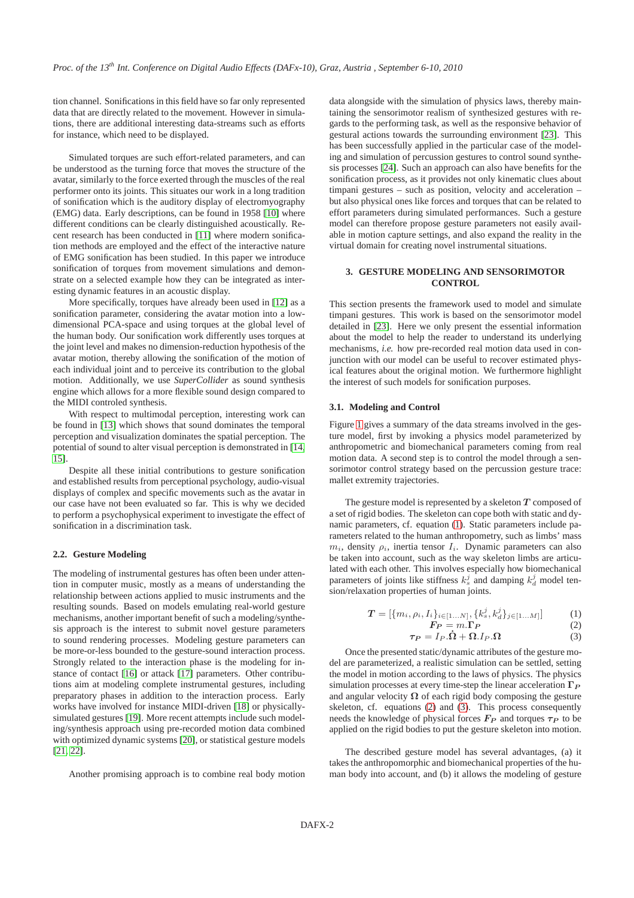tion channel. Sonifications in this field have so far only represented data that are directly related to the movement. However in simulations, there are additional interesting data-streams such as efforts for instance, which need to be displayed.

Simulated torques are such effort-related parameters, and can be understood as the turning force that moves the structure of the avatar, similarly to the force exerted through the muscles of the real performer onto its joints. This situates our work in a long tradition of sonification which is the auditory display of electromyography (EMG) data. Early descriptions, can be found in 1958 [10] where different conditions can be clearly distinguished acoustically. Recent research has been conducted in [11] where modern sonification methods are employed and the effect of the interactive nature of EMG sonification has been studied. In this paper we introduce sonification of torques from movement simulations and demonstrate on a selected example how they can be integrated as interesting dynamic features in an acoustic display.

More specifically, torques have already been used in [12] as a sonification parameter, considering the avatar motion into a low-dimensional PCA-space and using torques at the global level of the human body. Our sonification work differently uses torques at the joint level and makes no dimension-reduction hypothesis of the avatar motion, thereby allowing the sonification of the motion of each individual joint and to perceive its contribution to the global motion. Additionally, we use *SuperCollider* as sound synthesis engine which allows for a more flexible sound design compared to the MIDI controled synthesis.

With respect to multimodal perception, interesting work can be found in [13] which shows that sound dominates the temporal perception and visualization dominates the spatial perception. The potential of sound to alter visual perception is demonstrated in [14, 15].

Despite all these initial contributions to gesture sonification and established results from perceptional psychology, audio-visual displays of complex and specific movements such as the avatar in our case have not been evaluated so far. This is why we decided to perform a psychophysical experiment to investigate the effect of sonification in a discrimination task.

### 2.2. Gesture Modeling

The modeling of instrumental gestures has often been under attention in computer music, mostly as a means of understanding the relationship between actions applied to music instruments and the resulting sounds. Based on models emulating real-world gesture mechanisms, another important benefit of such a modeling/synthesis approach is the interest to submit novel gesture parameters to sound rendering processes. Modeling gesture parameters can be more-or-less bounded to the gesture-sound interaction process. Strongly related to the interaction phase is the modeling for instance of contact [16] or attack [17] parameters. Other contributions aim at modeling complete instrumental gestures, including preparatory phases in addition to the interaction process. Early works have involved for instance MIDI-driven [18] or physically-simulated gestures [19]. More recent attempts include such modeling/synthesis approach using pre-recorded motion data combined with optimized dynamic systems [20], or statistical gesture models [21, 22].

Another promising approach is to combine real body motion data alongside with the simulation of physics laws, thereby maintaining the sensorimotor realism of synthesized gestures with regards to the performing task, as well as the responsive behavior of gestural actions towards the surrounding environment [23]. This has been successfully applied in the particular case of the modeling and simulation of percussion gestures to control sound synthesis processes [24]. Such an approach can also have benefits for the sonification process, as it provides not only kinematic clues about timpani gestures – such as position, velocity and acceleration – but also physical ones like forces and torques that can be related to effort parameters during simulated performances. Such a gesture model can therefore propose gesture parameters not easily available in motion capture settings, and also expand the reality in the virtual domain for creating novel instrumental situations.

## 3. GESTURE MODELING AND SENSORIMOTOR CONTROL

This section presents the framework used to model and simulate timpani gestures. This work is based on the sensorimotor model detailed in [23]. Here we only present the essential information about the model to help the reader to understand its underlying mechanisms, *i.e.* how pre-recorded real motion data used in conjunction with our model can be useful to recover estimated physical features about the original motion. We furthermore highlight the interest of such models for sonification purposes.

### 3.1. Modeling and Control

Figure 1 gives a summary of the data streams involved in the gesture model, first by invoking a physics model parameterized by anthropometric and biomechanical parameters coming from real motion data. A second step is to control the model through a sensorimotor control strategy based on the percussion gesture trace: mallet extremity trajectories.

The gesture model is represented by a skeleton $\boldsymbol{T}$ composed of a set of rigid bodies. The skeleton can cope both with static and dynamic parameters, cf. equation (1). Static parameters include parameters related to the human anthropometry, such as limbs' mass $m_i$, density $\rho_i$, inertia tensor $I_i$. Dynamic parameters can also be taken into account, such as the way skeleton limbs are articulated with each other. This involves especially how biomechanical parameters of joints like stiffness $k_s^j$ and damping $k_d^j$ model tension/relaxation properties of human joints.

$$\boldsymbol{T} = [\{m_i, \rho_i, I_i\}_{i \in [1 \ldots N]}, \{k_s^j, k_d^j\}_{j \in [1 \ldots M]}] \quad (1)$$

$$\boldsymbol{F_P} = m.\boldsymbol{\Gamma_P} \quad (2)$$

$$\boldsymbol{\tau_P} = I_P.\dot{\boldsymbol{\Omega}} + \boldsymbol{\Omega}.I_P.\boldsymbol{\Omega} \quad (3)$$

Once the presented static/dynamic attributes of the gesture model are parameterized, a realistic simulation can be settled, setting the model in motion according to the laws of physics. The physics simulation processes at every time-step the linear acceleration $\boldsymbol{\Gamma_P}$ and angular velocity $\boldsymbol{\Omega}$ of each rigid body composing the gesture skeleton, cf. equations (2) and (3). This process consequently needs the knowledge of physical forces $\boldsymbol{F_P}$ and torques $\boldsymbol{\tau_P}$ to be applied on the rigid bodies to put the gesture skeleton into motion.

The described gesture model has several advantages, (a) it takes the anthropomorphic and biomechanical properties of the human body into account, and (b) it allows the modeling of gesture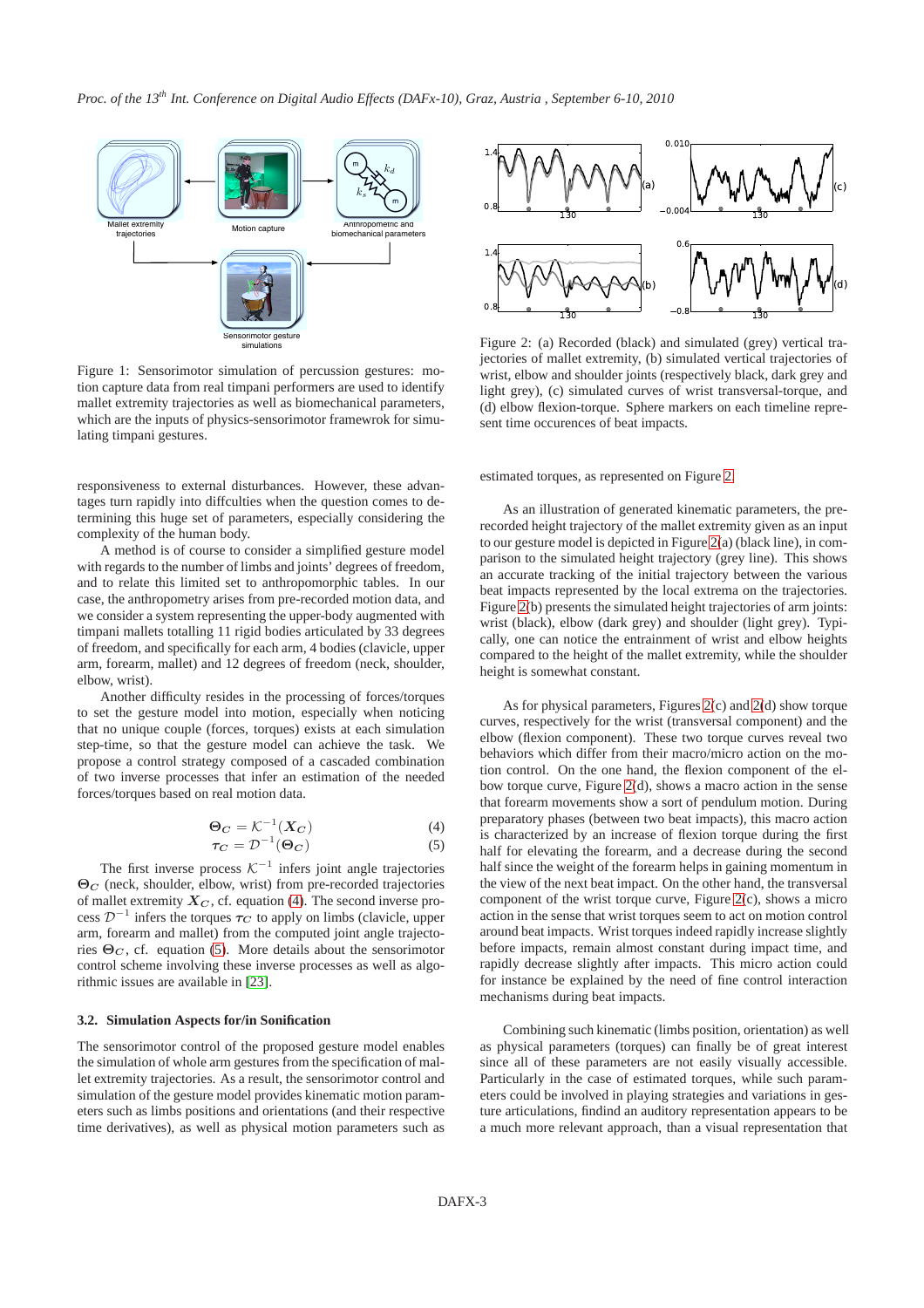Figure 1: Sensorimotor simulation of percussion gestures: motion capture data from real timpani performers are used to identify mallet extremity trajectories as well as biomechanical parameters, which are the inputs of physics-sensorimotor framewrok for simulating timpani gestures.

responsiveness to external disturbances. However, these advantages turn rapidly into diffculties when the question comes to determining this huge set of parameters, especially considering the complexity of the human body.

A method is of course to consider a simplified gesture model with regards to the number of limbs and joints' degrees of freedom, and to relate this limited set to anthropomorphic tables. In our case, the anthropometry arises from pre-recorded motion data, and we consider a system representing the upper-body augmented with timpani mallets totalling 11 rigid bodies articulated by 33 degrees of freedom, and specifically for each arm, 4 bodies (clavicle, upper arm, forearm, mallet) and 12 degrees of freedom (neck, shoulder, elbow, wrist).

Another difficulty resides in the processing of forces/torques to set the gesture model into motion, especially when noticing that no unique couple (forces, torques) exists at each simulation step-time, so that the gesture model can achieve the task. We propose a control strategy composed of a cascaded combination of two inverse processes that infer an estimation of the needed forces/torques based on real motion data.

$$\boldsymbol{\Theta}_{\boldsymbol{C}} = \mathcal{K}^{-1}(\boldsymbol{X}_{\boldsymbol{C}}) \tag{4}$$

$$\boldsymbol{\tau}_{\boldsymbol{C}} = \mathcal{D}^{-1}(\boldsymbol{\Theta}_{\boldsymbol{C}}) \tag{5}$$

The first inverse process $\mathcal{K}^{-1}$ infers joint angle trajectories $\boldsymbol{\Theta}_{\boldsymbol{C}}$ (neck, shoulder, elbow, wrist) from pre-recorded trajectories of mallet extremity $\boldsymbol{X}_{\boldsymbol{C}}$, cf. equation (4). The second inverse process $\mathcal{D}^{-1}$ infers the torques $\boldsymbol{\tau}_{\boldsymbol{C}}$ to apply on limbs (clavicle, upper arm, forearm and mallet) from the computed joint angle trajectories $\boldsymbol{\Theta}_{\boldsymbol{C}}$, cf. equation (5). More details about the sensorimotor control scheme involving these inverse processes as well as algorithmic issues are available in [23].

### 3.2. Simulation Aspects for/in Sonification

The sensorimotor control of the proposed gesture model enables the simulation of whole arm gestures from the specification of mallet extremity trajectories. As a result, the sensorimotor control and simulation of the gesture model provides kinematic motion parameters such as limbs positions and orientations (and their respective time derivatives), as well as physical motion parameters such as estimated torques, as represented on Figure 2.

Figure 2: (a) Recorded (black) and simulated (grey) vertical trajectories of mallet extremity, (b) simulated vertical trajectories of wrist, elbow and shoulder joints (respectively black, dark grey and light grey), (c) simulated curves of wrist transversal-torque, and (d) elbow flexion-torque. Sphere markers on each timeline represent time occurences of beat impacts.

As an illustration of generated kinematic parameters, the prerecorded height trajectory of the mallet extremity given as an input to our gesture model is depicted in Figure 2(a) (black line), in comparison to the simulated height trajectory (grey line). This shows an accurate tracking of the initial trajectory between the various beat impacts represented by the local extrema on the trajectories. Figure 2(b) presents the simulated height trajectories of arm joints: wrist (black), elbow (dark grey) and shoulder (light grey). Typically, one can notice the entrainment of wrist and elbow heights compared to the height of the mallet extremity, while the shoulder height is somewhat constant.

As for physical parameters, Figures 2(c) and 2(d) show torque curves, respectively for the wrist (transversal component) and the elbow (flexion component). These two torque curves reveal two behaviors which differ from their macro/micro action on the motion control. On the one hand, the flexion component of the elbow torque curve, Figure 2(d), shows a macro action in the sense that forearm movements show a sort of pendulum motion. During preparatory phases (between two beat impacts), this macro action is characterized by an increase of flexion torque during the first half for elevating the forearm, and a decrease during the second half since the weight of the forearm helps in gaining momentum in the view of the next beat impact. On the other hand, the transversal component of the wrist torque curve, Figure 2(c), shows a micro action in the sense that wrist torques seem to act on motion control around beat impacts. Wrist torques indeed rapidly increase slightly before impacts, remain almost constant during impact time, and rapidly decrease slightly after impacts. This micro action could for instance be explained by the need of fine control interaction mechanisms during beat impacts.

Combining such kinematic (limbs position, orientation) as well as physical parameters (torques) can finally be of great interest since all of these parameters are not easily visually accessible. Particularly in the case of estimated torques, while such parameters could be involved in playing strategies and variations in gesture articulations, findind an auditory representation appears to be a much more relevant approach, than a visual representation that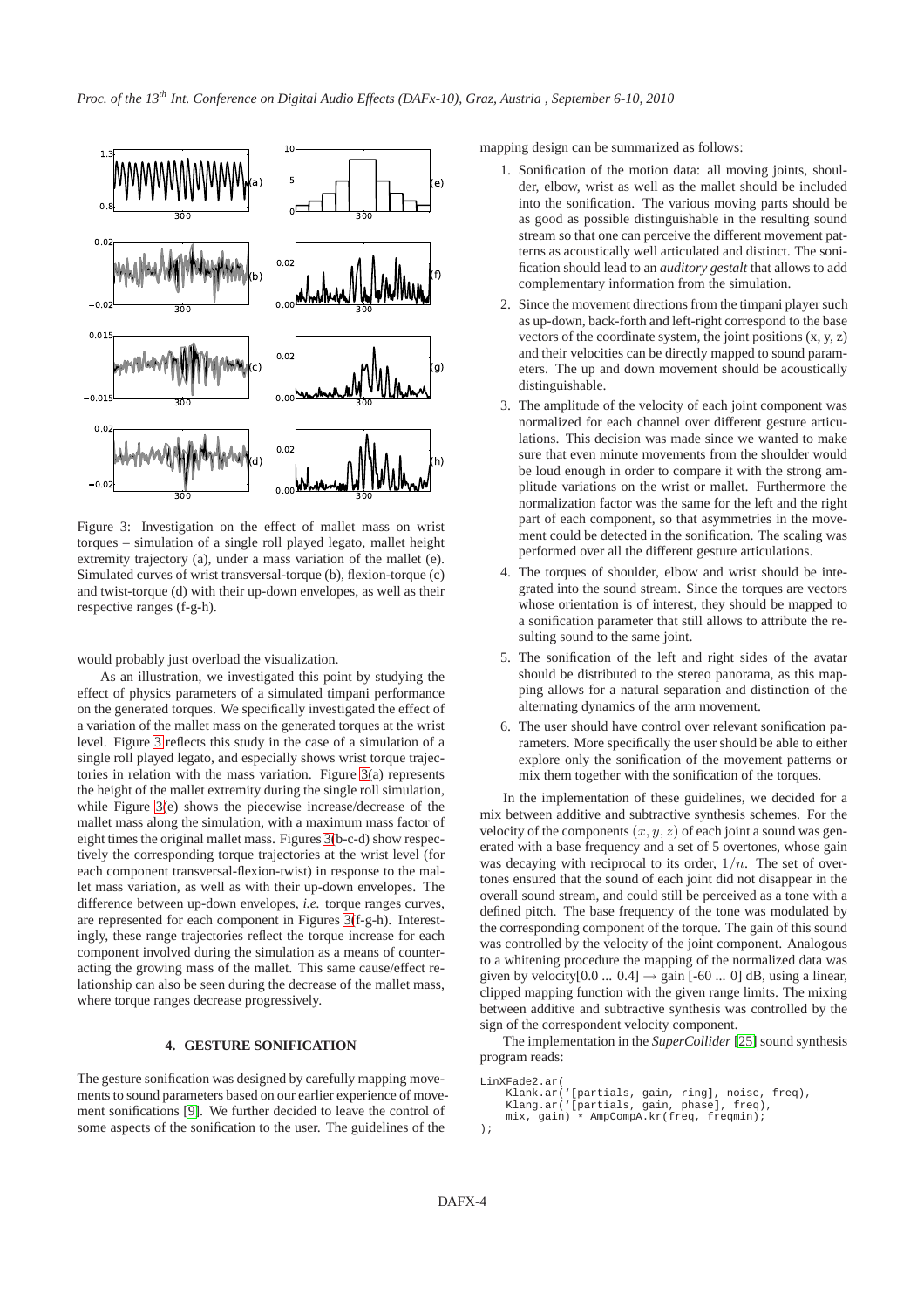Figure 3: Investigation on the effect of mallet mass on wrist torques – simulation of a single roll played legato, mallet height extremity trajectory (a), under a mass variation of the mallet (e). Simulated curves of wrist transversal-torque (b), flexion-torque (c) and twist-torque (d) with their up-down envelopes, as well as their respective ranges (f-g-h).

would probably just overload the visualization.

As an illustration, we investigated this point by studying the effect of physics parameters of a simulated timpani performance on the generated torques. We specifically investigated the effect of a variation of the mallet mass on the generated torques at the wrist level. Figure 3 reflects this study in the case of a simulation of a single roll played legato, and especially shows wrist torque trajectories in relation with the mass variation. Figure 3(a) represents the height of the mallet extremity during the single roll simulation, while Figure 3(e) shows the piecewise increase/decrease of the mallet mass along the simulation, with a maximum mass factor of eight times the original mallet mass. Figures 3(b-c-d) show respectively the corresponding torque trajectories at the wrist level (for each component transversal-flexion-twist) in response to the mallet mass variation, as well as with their up-down envelopes. The difference between up-down envelopes, *i.e.* torque ranges curves, are represented for each component in Figures 3(f-g-h). Interestingly, these range trajectories reflect the torque increase for each component involved during the simulation as a means of counteracting the growing mass of the mallet. This same cause/effect relationship can also be seen during the decrease of the mallet mass, where torque ranges decrease progressively.

## 4. GESTURE SONIFICATION

The gesture sonification was designed by carefully mapping movements to sound parameters based on our earlier experience of movement sonifications [9]. We further decided to leave the control of some aspects of the sonification to the user. The guidelines of the mapping design can be summarized as follows:

1. Sonification of the motion data: all moving joints, shoulder, elbow, wrist as well as the mallet should be included into the sonification. The various moving parts should be as good as possible distinguishable in the resulting sound stream so that one can perceive the different movement patterns as acoustically well articulated and distinct. The sonification should lead to an *auditory gestalt* that allows to add complementary information from the simulation.
2. Since the movement directions from the timpani player such as up-down, back-forth and left-right correspond to the base vectors of the coordinate system, the joint positions (x, y, z) and their velocities can be directly mapped to sound parameters. The up and down movement should be acoustically distinguishable.
3. The amplitude of the velocity of each joint component was normalized for each channel over different gesture articulations. This decision was made since we wanted to make sure that even minute movements from the shoulder would be loud enough in order to compare it with the strong amplitude variations on the wrist or mallet. Furthermore the normalization factor was the same for the left and the right part of each component, so that asymmetries in the movement could be detected in the sonification. The scaling was performed over all the different gesture articulations.
4. The torques of shoulder, elbow and wrist should be integrated into the sound stream. Since the torques are vectors whose orientation is of interest, they should be mapped to a sonification parameter that still allows to attribute the resulting sound to the same joint.
5. The sonification of the left and right sides of the avatar should be distributed to the stereo panorama, as this mapping allows for a natural separation and distinction of the alternating dynamics of the arm movement.
6. The user should have control over relevant sonification parameters. More specifically the user should be able to either explore only the sonification of the movement patterns or mix them together with the sonification of the torques.

In the implementation of these guidelines, we decided for a mix between additive and subtractive synthesis schemes. For the velocity of the components $(x, y, z)$ of each joint a sound was generated with a base frequency and a set of 5 overtones, whose gain was decaying with reciprocal to its order, $1/n$. The set of overtones ensured that the sound of each joint did not disappear in the overall sound stream, and could still be perceived as a tone with a defined pitch. The base frequency of the tone was modulated by the corresponding component of the torque. The gain of this sound was controlled by the velocity of the joint component. Analogous to a whitening procedure the mapping of the normalized data was given by velocity[0.0 ... 0.4] $\rightarrow$ gain [-60 ... 0] dB, using a linear, clipped mapping function with the given range limits. The mixing between additive and subtractive synthesis was controlled by the sign of the correspondent velocity component.

The implementation in the *SuperCollider* [25] sound synthesis program reads:

```
LinXFade2.ar(
    Klank.ar(`[partials, gain, ring], noise, freq),
    Klang.ar(`[partials, gain, phase], freq),
    mix, gain) * AmpCompA.kr(freq, freqmin);
);
```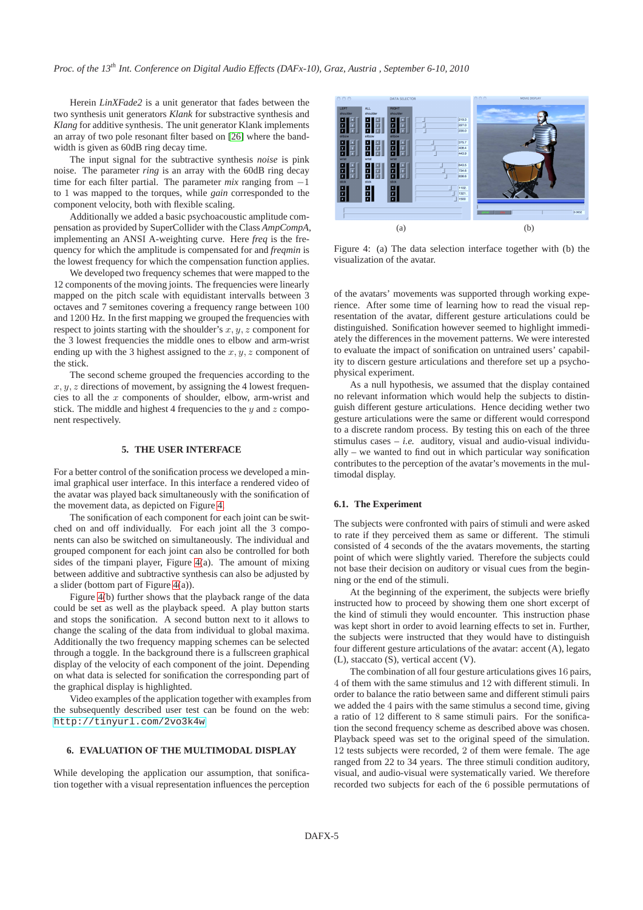Herein *LinXFade2* is a unit generator that fades between the two synthesis unit generators *Klank* for substractive synthesis and *Klang* for additive synthesis. The unit generator Klank implements an array of two pole resonant filter based on [26] where the bandwidth is given as 60dB ring decay time.

The input signal for the subtractive synthesis *noise* is pink noise. The parameter *ring* is an array with the 60dB ring decay time for each filter partial. The parameter *mix* ranging from $-1$ to $1$ was mapped to the torques, while *gain* corresponded to the component velocity, both with flexible scaling.

Additionally we added a basic psychoacoustic amplitude compensation as provided by SuperCollider with the Class *AmpCompA*, implementing an ANSI A-weighting curve. Here *freq* is the frequency for which the amplitude is compensated for and *freqmin* is the lowest frequency for which the compensation function applies.

We developed two frequency schemes that were mapped to the 12 components of the moving joints. The frequencies were linearly mapped on the pitch scale with equidistant intervalls between 3 octaves and 7 semitones covering a frequency range between $100$ and $1200$ Hz. In the first mapping we grouped the frequencies with respect to joints starting with the shoulder's $x, y, z$ component for the 3 lowest frequencies the middle ones to elbow and arm-wrist ending up with the 3 highest assigned to the $x, y, z$ component of the stick.

The second scheme grouped the frequencies according to the $x, y, z$ directions of movement, by assigning the 4 lowest frequencies to all the $x$ components of shoulder, elbow, arm-wrist and stick. The middle and highest 4 frequencies to the $y$ and $z$ component respectively.

## 5. THE USER INTERFACE

For a better control of the sonification process we developed a minimal graphical user interface. In this interface a rendered video of the avatar was played back simultaneously with the sonification of the movement data, as depicted on Figure 4.

The sonification of each component for each joint can be switched on and off individually. For each joint all the 3 components can also be switched on simultaneously. The individual and grouped component for each joint can also be controlled for both sides of the timpani player, Figure 4(a). The amount of mixing between additive and subtractive synthesis can also be adjusted by a slider (bottom part of Figure 4(a)).

Figure 4(b) further shows that the playback range of the data could be set as well as the playback speed. A play button starts and stops the sonification. A second button next to it allows to change the scaling of the data from individual to global maxima. Additionally the two frequency mapping schemes can be selected through a toggle. In the background there is a fullscreen graphical display of the velocity of each component of the joint. Depending on what data is selected for sonification the corresponding part of the graphical display is highlighted.

Video examples of the application together with examples from the subsequently described user test can be found on the web: http://tinyurl.com/2vo3k4w

## 6. EVALUATION OF THE MULTIMODAL DISPLAY

While developing the application our assumption, that sonification together with a visual representation influences the perception of the avatars' movements was supported through working experience. After some time of learning how to read the visual representation of the avatar, different gesture articulations could be distinguished. Sonification however seemed to highlight immediately the differences in the movement patterns. We were interested to evaluate the impact of sonification on untrained users' capability to discern gesture articulations and therefore set up a psychophysical experiment.

(a) (b)

Figure 4: (a) The data selection interface together with (b) the visualization of the avatar.

As a null hypothesis, we assumed that the display contained no relevant information which would help the subjects to distinguish different gesture articulations. Hence deciding wether two gesture articulations were the same or different would correspond to a discrete random process. By testing this on each of the three stimulus cases – *i.e.* auditory, visual and audio-visual individually – we wanted to find out in which particular way sonification contributes to the perception of the avatar's movements in the multimodal display.

### 6.1. The Experiment

The subjects were confronted with pairs of stimuli and were asked to rate if they perceived them as same or different. The stimuli consisted of 4 seconds of the the avatars movements, the starting point of which were slightly varied. Therefore the subjects could not base their decision on auditory or visual cues from the beginning or the end of the stimuli.

At the beginning of the experiment, the subjects were briefly instructed how to proceed by showing them one short excerpt of the kind of stimuli they would encounter. This instruction phase was kept short in order to avoid learning effects to set in. Further, the subjects were instructed that they would have to distinguish four different gesture articulations of the avatar: accent (A), legato (L), staccato (S), vertical accent (V).

The combination of all four gesture articulations gives $16$ pairs, $4$ of them with the same stimulus and $12$ with different stimuli. In order to balance the ratio between same and different stimuli pairs we added the $4$ pairs with the same stimulus a second time, giving a ratio of $12$ different to $8$ same stimuli pairs. For the sonification the second frequency scheme as described above was chosen. Playback speed was set to the original speed of the simulation. $12$ tests subjects were recorded, $2$ of them were female. The age ranged from $22$ to $34$ years. The three stimuli condition auditory, visual, and audio-visual were systematically varied. We therefore recorded two subjects for each of the $6$ possible permutations of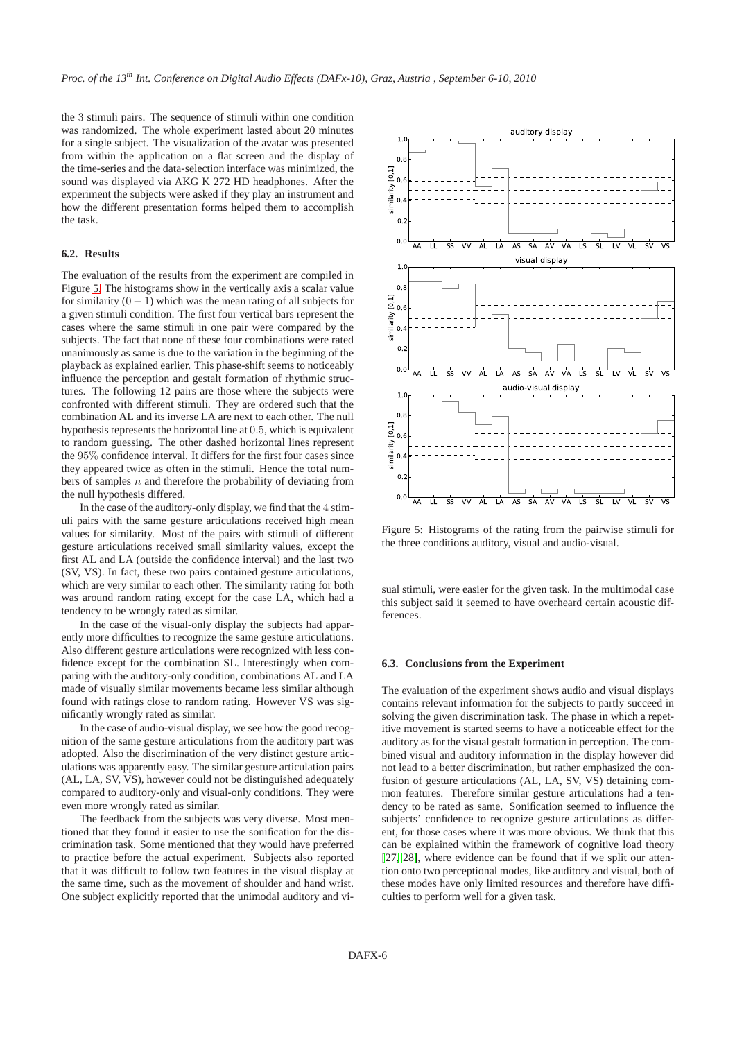the 3 stimuli pairs. The sequence of stimuli within one condition was randomized. The whole experiment lasted about 20 minutes for a single subject. The visualization of the avatar was presented from within the application on a flat screen and the display of the time-series and the data-selection interface was minimized, the sound was displayed via AKG K 272 HD headphones. After the experiment the subjects were asked if they play an instrument and how the different presentation forms helped them to accomplish the task.

### 6.2. Results

The evaluation of the results from the experiment are compiled in Figure 5. The histograms show in the vertically axis a scalar value for similarity $(0-1)$ which was the mean rating of all subjects for a given stimuli condition. The first four vertical bars represent the cases where the same stimuli in one pair were compared by the subjects. The fact that none of these four combinations were rated unanimously as same is due to the variation in the beginning of the playback as explained earlier. This phase-shift seems to noticeably influence the perception and gestalt formation of rhythmic structures. The following 12 pairs are those where the subjects were confronted with different stimuli. They are ordered such that the combination AL and its inverse LA are next to each other. The null hypothesis represents the horizontal line at $0.5$, which is equivalent to random guessing. The other dashed horizontal lines represent the $95\%$ confidence interval. It differs for the first four cases since they appeared twice as often in the stimuli. Hence the total numbers of samples $n$ and therefore the probability of deviating from the null hypothesis differed.

In the case of the auditory-only display, we find that the $4$ stimuli pairs with the same gesture articulations received high mean values for similarity. Most of the pairs with stimuli of different gesture articulations received small similarity values, except the first AL and LA (outside the confidence interval) and the last two (SV, VS). In fact, these two pairs contained gesture articulations, which are very similar to each other. The similarity rating for both was around random rating except for the case LA, which had a tendency to be wrongly rated as similar.

In the case of the visual-only display the subjects had apparently more difficulties to recognize the same gesture articulations. Also different gesture articulations were recognized with less confidence except for the combination SL. Interestingly when comparing with the auditory-only condition, combinations AL and LA made of visually similar movements became less similar although found with ratings close to random rating. However VS was significantly wrongly rated as similar.

In the case of audio-visual display, we see how the good recognition of the same gesture articulations from the auditory part was adopted. Also the discrimination of the very distinct gesture articulations was apparently easy. The similar gesture articulation pairs (AL, LA, SV, VS), however could not be distinguished adequately compared to auditory-only and visual-only conditions. They were even more wrongly rated as similar.

The feedback from the subjects was very diverse. Most mentioned that they found it easier to use the sonification for the discrimination task. Some mentioned that they would have preferred to practice before the actual experiment. Subjects also reported that it was difficult to follow two features in the visual display at the same time, such as the movement of shoulder and hand wrist. One subject explicitly reported that the unimodal auditory and visual stimuli, were easier for the given task. In the multimodal case this subject said it seemed to have overheard certain acoustic differences.

Figure 5: Histograms of the rating from the pairwise stimuli for the three conditions auditory, visual and audio-visual.

### 6.3. Conclusions from the Experiment

The evaluation of the experiment shows audio and visual displays contains relevant information for the subjects to partly succeed in solving the given discrimination task. The phase in which a repetitive movement is started seems to have a noticeable effect for the auditory as for the visual gestalt formation in perception. The combined visual and auditory information in the display however did not lead to a better discrimination, but rather emphasized the confusion of gesture articulations (AL, LA, SV, VS) detaining common features. Therefore similar gesture articulations had a tendency to be rated as same. Sonification seemed to influence the subjects' confidence to recognize gesture articulations as different, for those cases where it was more obvious. We think that this can be explained within the framework of cognitive load theory [27, 28], where evidence can be found that if we split our attention onto two perceptional modes, like auditory and visual, both of these modes have only limited resources and therefore have difficulties to perform well for a given task.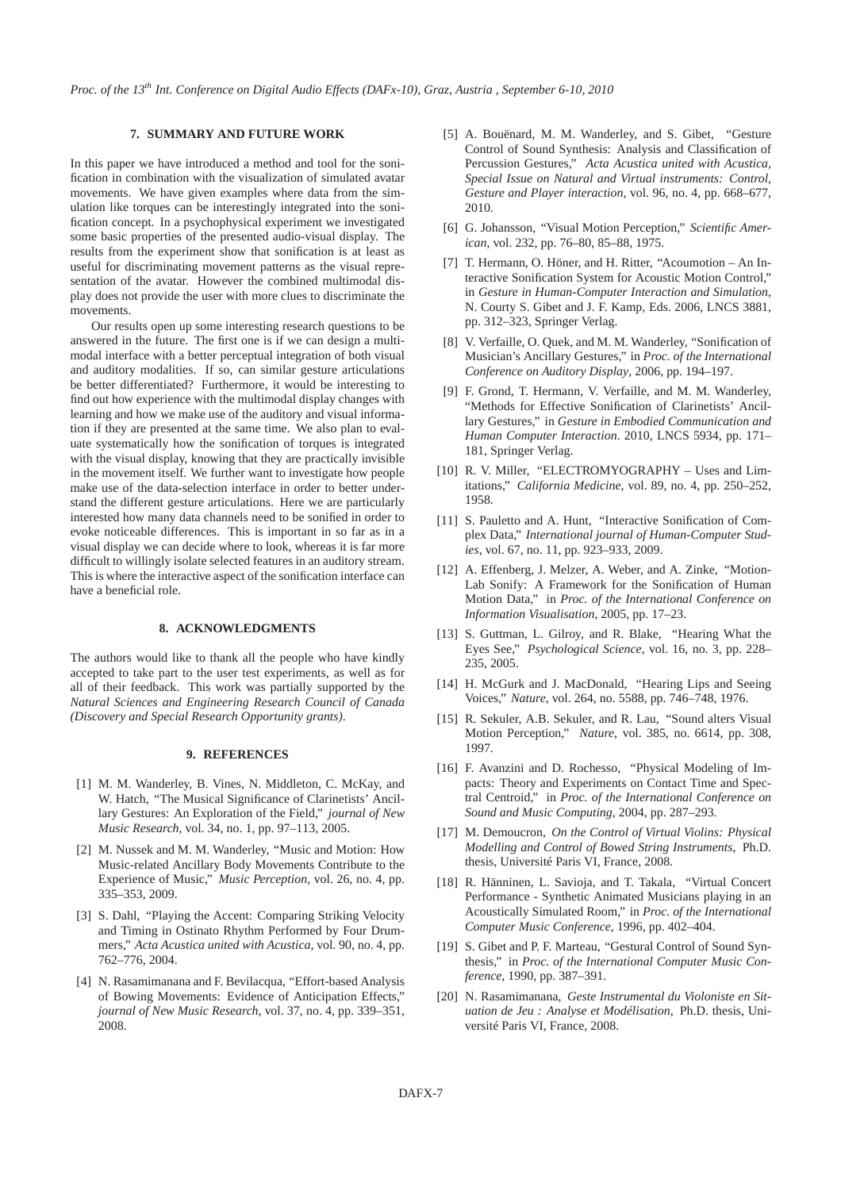## 7. SUMMARY AND FUTURE WORK

In this paper we have introduced a method and tool for the sonification in combination with the visualization of simulated avatar movements. We have given examples where data from the simulation like torques can be interestingly integrated into the sonification concept. In a psychophysical experiment we investigated some basic properties of the presented audio-visual display. The results from the experiment show that sonification is at least as useful for discriminating movement patterns as the visual representation of the avatar. However the combined multimodal display does not provide the user with more clues to discriminate the movements.

Our results open up some interesting research questions to be answered in the future. The first one is if we can design a multimodal interface with a better perceptual integration of both visual and auditory modalities. If so, can similar gesture articulations be better differentiated? Furthermore, it would be interesting to find out how experience with the multimodal display changes with learning and how we make use of the auditory and visual information if they are presented at the same time. We also plan to evaluate systematically how the sonification of torques is integrated with the visual display, knowing that they are practically invisible in the movement itself. We further want to investigate how people make use of the data-selection interface in order to better understand the different gesture articulations. Here we are particularly interested how many data channels need to be sonified in order to evoke noticeable differences. This is important in so far as in a visual display we can decide where to look, whereas it is far more difficult to willingly isolate selected features in an auditory stream. This is where the interactive aspect of the sonification interface can have a beneficial role.

## 8. ACKNOWLEDGMENTS

The authors would like to thank all the people who have kindly accepted to take part to the user test experiments, as well as for all of their feedback. This work was partially supported by the *Natural Sciences and Engineering Research Council of Canada (Discovery and Special Research Opportunity grants)*.

## 9. REFERENCES

[1] M. M. Wanderley, B. Vines, N. Middleton, C. McKay, and W. Hatch, "The Musical Significance of Clarinetists' Ancillary Gestures: An Exploration of the Field," *journal of New Music Research*, vol. 34, no. 1, pp. 97–113, 2005.

[2] M. Nussek and M. M. Wanderley, "Music and Motion: How Music-related Ancillary Body Movements Contribute to the Experience of Music," *Music Perception*, vol. 26, no. 4, pp. 335–353, 2009.

[3] S. Dahl, "Playing the Accent: Comparing Striking Velocity and Timing in Ostinato Rhythm Performed by Four Drummers," *Acta Acustica united with Acustica*, vol. 90, no. 4, pp. 762–776, 2004.

[4] N. Rasamimanana and F. Bevilacqua, "Effort-based Analysis of Bowing Movements: Evidence of Anticipation Effects," *journal of New Music Research*, vol. 37, no. 4, pp. 339–351, 2008.

[5] A. Bouënard, M. M. Wanderley, and S. Gibet, "Gesture Control of Sound Synthesis: Analysis and Classification of Percussion Gestures," *Acta Acustica united with Acustica, Special Issue on Natural and Virtual instruments: Control, Gesture and Player interaction*, vol. 96, no. 4, pp. 668–677, 2010.

[6] G. Johansson, "Visual Motion Perception," *Scientific American*, vol. 232, pp. 76–80, 85–88, 1975.

[7] T. Hermann, O. Höner, and H. Ritter, "Acoumotion – An Interactive Sonification System for Acoustic Motion Control," in *Gesture in Human-Computer Interaction and Simulation*, N. Courty S. Gibet and J. F. Kamp, Eds. 2006, LNCS 3881, pp. 312–323, Springer Verlag.

[8] V. Verfaille, O. Quek, and M. M. Wanderley, "Sonification of Musician's Ancillary Gestures," in *Proc. of the International Conference on Auditory Display*, 2006, pp. 194–197.

[9] F. Grond, T. Hermann, V. Verfaille, and M. M. Wanderley, "Methods for Effective Sonification of Clarinetists' Ancillary Gestures," in *Gesture in Embodied Communication and Human Computer Interaction*. 2010, LNCS 5934, pp. 171–181, Springer Verlag.

[10] R. V. Miller, "ELECTROMYOGRAPHY – Uses and Limitations," *California Medicine*, vol. 89, no. 4, pp. 250–252, 1958.

[11] S. Pauletto and A. Hunt, "Interactive Sonification of Complex Data," *International journal of Human-Computer Studies*, vol. 67, no. 11, pp. 923–933, 2009.

[12] A. Effenberg, J. Melzer, A. Weber, and A. Zinke, "Motion-Lab Sonify: A Framework for the Sonification of Human Motion Data," in *Proc. of the International Conference on Information Visualisation*, 2005, pp. 17–23.

[13] S. Guttman, L. Gilroy, and R. Blake, "Hearing What the Eyes See," *Psychological Science*, vol. 16, no. 3, pp. 228–235, 2005.

[14] H. McGurk and J. MacDonald, "Hearing Lips and Seeing Voices," *Nature*, vol. 264, no. 5588, pp. 746–748, 1976.

[15] R. Sekuler, A.B. Sekuler, and R. Lau, "Sound alters Visual Motion Perception," *Nature*, vol. 385, no. 6614, pp. 308, 1997.

[16] F. Avanzini and D. Rochesso, "Physical Modeling of Impacts: Theory and Experiments on Contact Time and Spectral Centroid," in *Proc. of the International Conference on Sound and Music Computing*, 2004, pp. 287–293.

[17] M. Demoucron, *On the Control of Virtual Violins: Physical Modelling and Control of Bowed String Instruments*, Ph.D. thesis, Université Paris VI, France, 2008.

[18] R. Hänninen, L. Savioja, and T. Takala, "Virtual Concert Performance - Synthetic Animated Musicians playing in an Acoustically Simulated Room," in *Proc. of the International Computer Music Conference*, 1996, pp. 402–404.

[19] S. Gibet and P. F. Marteau, "Gestural Control of Sound Synthesis," in *Proc. of the International Computer Music Conference*, 1990, pp. 387–391.

[20] N. Rasamimanana, *Geste Instrumental du Violoniste en Situation de Jeu : Analyse et Modélisation*, Ph.D. thesis, Université Paris VI, France, 2008.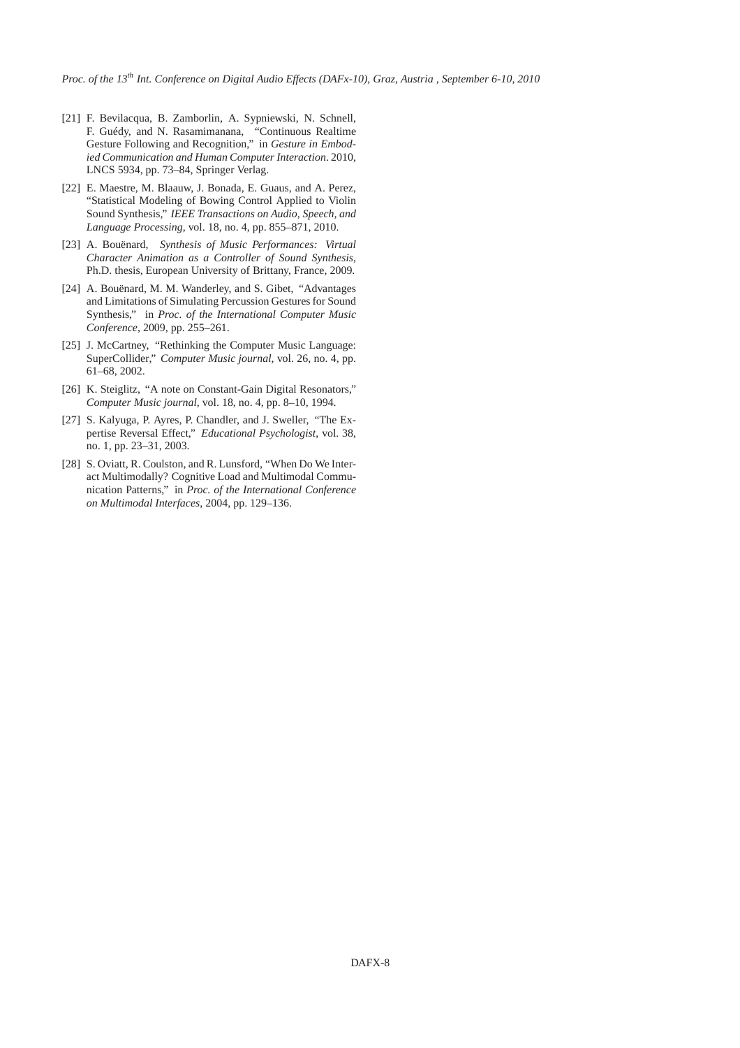[21] F. Bevilacqua, B. Zamborlin, A. Sypniewski, N. Schnell, F. Guédy, and N. Rasamimanana, "Continuous Realtime Gesture Following and Recognition," in *Gesture in Embodied Communication and Human Computer Interaction*. 2010, LNCS 5934, pp. 73–84, Springer Verlag.

[22] E. Maestre, M. Blaauw, J. Bonada, E. Guaus, and A. Perez, "Statistical Modeling of Bowing Control Applied to Violin Sound Synthesis," *IEEE Transactions on Audio, Speech, and Language Processing*, vol. 18, no. 4, pp. 855–871, 2010.

[23] A. Bouënard, *Synthesis of Music Performances: Virtual Character Animation as a Controller of Sound Synthesis*, Ph.D. thesis, European University of Brittany, France, 2009.

[24] A. Bouënard, M. M. Wanderley, and S. Gibet, "Advantages and Limitations of Simulating Percussion Gestures for Sound Synthesis," in *Proc. of the International Computer Music Conference*, 2009, pp. 255–261.

[25] J. McCartney, "Rethinking the Computer Music Language: SuperCollider," *Computer Music journal*, vol. 26, no. 4, pp. 61–68, 2002.

[26] K. Steiglitz, "A note on Constant-Gain Digital Resonators," *Computer Music journal*, vol. 18, no. 4, pp. 8–10, 1994.

[27] S. Kalyuga, P. Ayres, P. Chandler, and J. Sweller, "The Expertise Reversal Effect," *Educational Psychologist*, vol. 38, no. 1, pp. 23–31, 2003.

[28] S. Oviatt, R. Coulston, and R. Lunsford, "When Do We Interact Multimodally? Cognitive Load and Multimodal Communication Patterns," in *Proc. of the International Conference on Multimodal Interfaces*, 2004, pp. 129–136.